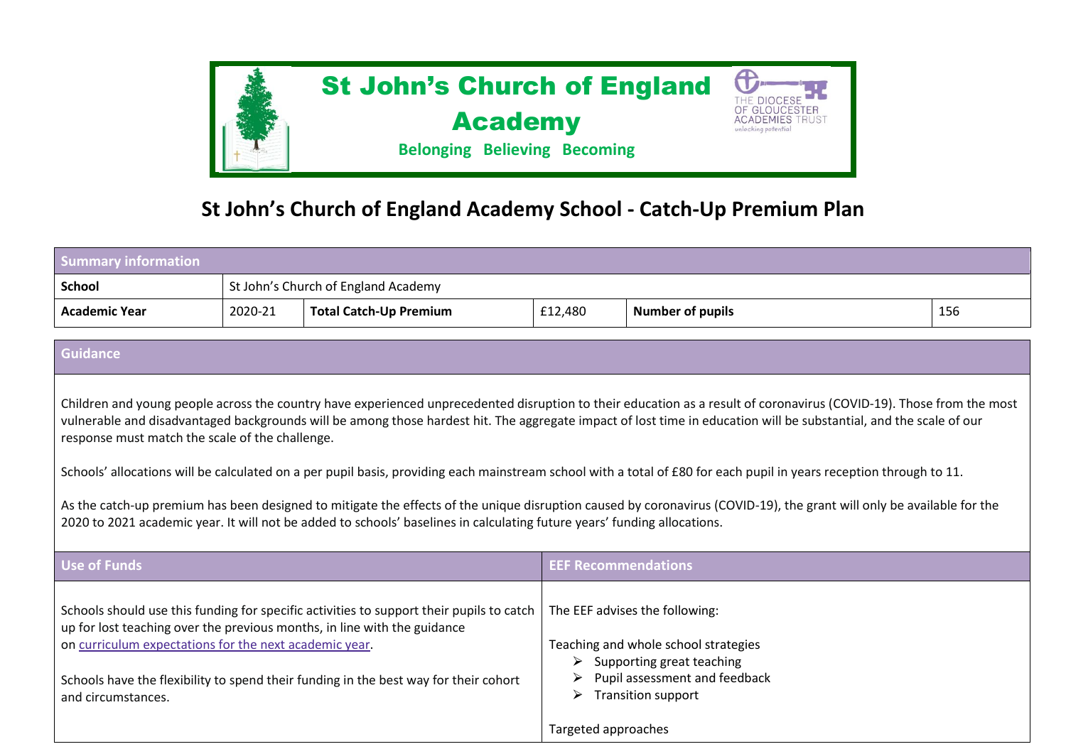St John's Church of England Academy

Belonging Believing Becoming

THE DIOCESE OF GLOUCESTER ACADEMIES TRUST

unlocking potential

# St John's Church of England Academy School - Catch-Up Premium Plan

| Summary information | | | | | |
|---|---|---|---|---|---|
| **School** | St John's Church of England Academy | | | | |
| **Academic Year** | 2020-21 | **Total Catch-Up Premium** | £12,480 | **Number of pupils** | 156 |

## Guidance

Children and young people across the country have experienced unprecedented disruption to their education as a result of coronavirus (COVID-19). Those from the most vulnerable and disadvantaged backgrounds will be among those hardest hit. The aggregate impact of lost time in education will be substantial, and the scale of our response must match the scale of the challenge.

Schools' allocations will be calculated on a per pupil basis, providing each mainstream school with a total of £80 for each pupil in years reception through to 11.

As the catch-up premium has been designed to mitigate the effects of the unique disruption caused by coronavirus (COVID-19), the grant will only be available for the 2020 to 2021 academic year. It will not be added to schools' baselines in calculating future years' funding allocations.

| Use of Funds | EEF Recommendations |
|---|---|
| Schools should use this funding for specific activities to support their pupils to catch up for lost teaching over the previous months, in line with the guidance on curriculum expectations for the next academic year.<br><br>Schools have the flexibility to spend their funding in the best way for their cohort and circumstances. | The EEF advises the following:<br><br>Teaching and whole school strategies<br>➢ Supporting great teaching<br>➢ Pupil assessment and feedback<br>➢ Transition support<br><br>Targeted approaches |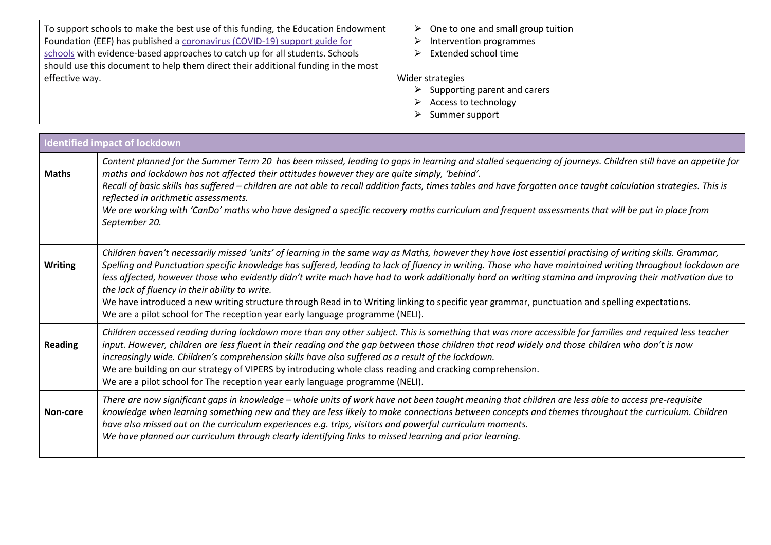| To support schools to make the best use of this funding, the Education Endowment Foundation (EEF) has published a coronavirus (COVID-19) support guide for schools with evidence-based approaches to catch up for all students. Schools should use this document to help them direct their additional funding in the most effective way. | ➢ One to one and small group tuition<br>➢ Intervention programmes<br>➢ Extended school time<br><br>Wider strategies<br>➢ Supporting parent and carers<br>➢ Access to technology<br>➢ Summer support |
|---|---|

| **Identified impact of lockdown** | |
|---|---|
| **Maths** | *Content planned for the Summer Term 20 has been missed, leading to gaps in learning and stalled sequencing of journeys. Children still have an appetite for maths and lockdown has not affected their attitudes however they are quite simply, 'behind'.*<br>*Recall of basic skills has suffered – children are not able to recall addition facts, times tables and have forgotten once taught calculation strategies. This is reflected in arithmetic assessments.*<br>*We are working with 'CanDo' maths who have designed a specific recovery maths curriculum and frequent assessments that will be put in place from September 20.* |
| **Writing** | *Children haven't necessarily missed 'units' of learning in the same way as Maths, however they have lost essential practising of writing skills. Grammar, Spelling and Punctuation specific knowledge has suffered, leading to lack of fluency in writing. Those who have maintained writing throughout lockdown are less affected, however those who evidently didn't write much have had to work additionally hard on writing stamina and improving their motivation due to the lack of fluency in their ability to write.*<br>We have introduced a new writing structure through Read in to Writing linking to specific year grammar, punctuation and spelling expectations.<br>We are a pilot school for The reception year early language programme (NELI). |
| **Reading** | *Children accessed reading during lockdown more than any other subject. This is something that was more accessible for families and required less teacher input. However, children are less fluent in their reading and the gap between those children that read widely and those children who don't is now increasingly wide. Children's comprehension skills have also suffered as a result of the lockdown.*<br>We are building on our strategy of VIPERS by introducing whole class reading and cracking comprehension.<br>We are a pilot school for The reception year early language programme (NELI). |
| **Non-core** | *There are now significant gaps in knowledge – whole units of work have not been taught meaning that children are less able to access pre-requisite knowledge when learning something new and they are less likely to make connections between concepts and themes throughout the curriculum. Children have also missed out on the curriculum experiences e.g. trips, visitors and powerful curriculum moments.*<br>*We have planned our curriculum through clearly identifying links to missed learning and prior learning.* |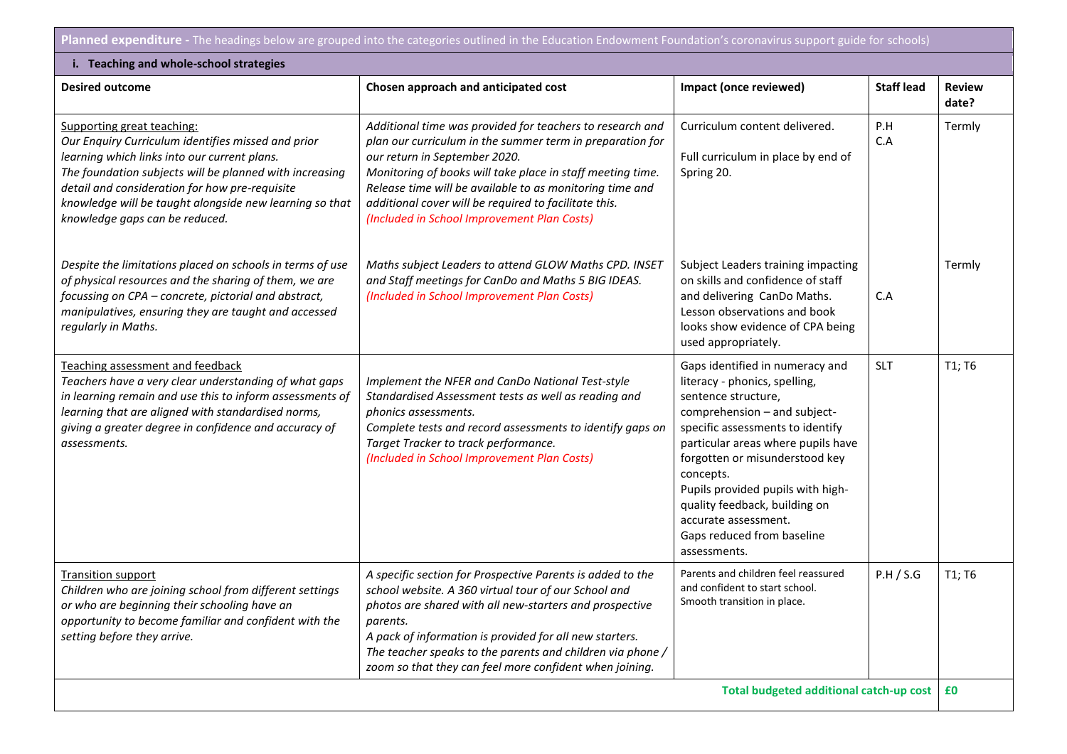**Planned expenditure -** The headings below are grouped into the categories outlined in the Education Endowment Foundation's coronavirus support guide for schools)

**i. Teaching and whole-school strategies**

| Desired outcome | Chosen approach and anticipated cost | Impact (once reviewed) | Staff lead | Review date? |
|---|---|---|---|---|
| Supporting great teaching:<br>*Our Enquiry Curriculum identifies missed and prior learning which links into our current plans.*<br>*The foundation subjects will be planned with increasing detail and consideration for how pre-requisite knowledge will be taught alongside new learning so that knowledge gaps can be reduced.* | *Additional time was provided for teachers to research and plan our curriculum in the summer term in preparation for our return in September 2020.*<br>*Monitoring of books will take place in staff meeting time. Release time will be available to as monitoring time and additional cover will be required to facilitate this.*<br>*(Included in School Improvement Plan Costs)* | Curriculum content delivered.<br><br>Full curriculum in place by end of Spring 20. | P.H<br>C.A | Termly |
| *Despite the limitations placed on schools in terms of use of physical resources and the sharing of them, we are focussing on CPA – concrete, pictorial and abstract, manipulatives, ensuring they are taught and accessed regularly in Maths.* | *Maths subject Leaders to attend GLOW Maths CPD. INSET and Staff meetings for CanDo and Maths 5 BIG IDEAS.*<br>*(Included in School Improvement Plan Costs)* | Subject Leaders training impacting on skills and confidence of staff and delivering CanDo Maths. Lesson observations and book looks show evidence of CPA being used appropriately. | C.A | Termly |
| Teaching assessment and feedback<br>*Teachers have a very clear understanding of what gaps in learning remain and use this to inform assessments of learning that are aligned with standardised norms, giving a greater degree in confidence and accuracy of assessments.* | *Implement the NFER and CanDo National Test-style Standardised Assessment tests as well as reading and phonics assessments.*<br>*Complete tests and record assessments to identify gaps on Target Tracker to track performance.*<br>*(Included in School Improvement Plan Costs)* | Gaps identified in numeracy and literacy - phonics, spelling, sentence structure, comprehension – and subject-specific assessments to identify particular areas where pupils have forgotten or misunderstood key concepts.<br>Pupils provided pupils with high-quality feedback, building on accurate assessment.<br>Gaps reduced from baseline assessments. | SLT | T1; T6 |
| Transition support<br>*Children who are joining school from different settings or who are beginning their schooling have an opportunity to become familiar and confident with the setting before they arrive.* | *A specific section for Prospective Parents is added to the school website. A 360 virtual tour of our School and photos are shared with all new-starters and prospective parents.*<br>*A pack of information is provided for all new starters.*<br>*The teacher speaks to the parents and children via phone / zoom so that they can feel more confident when joining.* | Parents and children feel reassured and confident to start school.<br>Smooth transition in place. | P.H / S.G | T1; T6 |
| | | | **Total budgeted additional catch-up cost** | **£0** |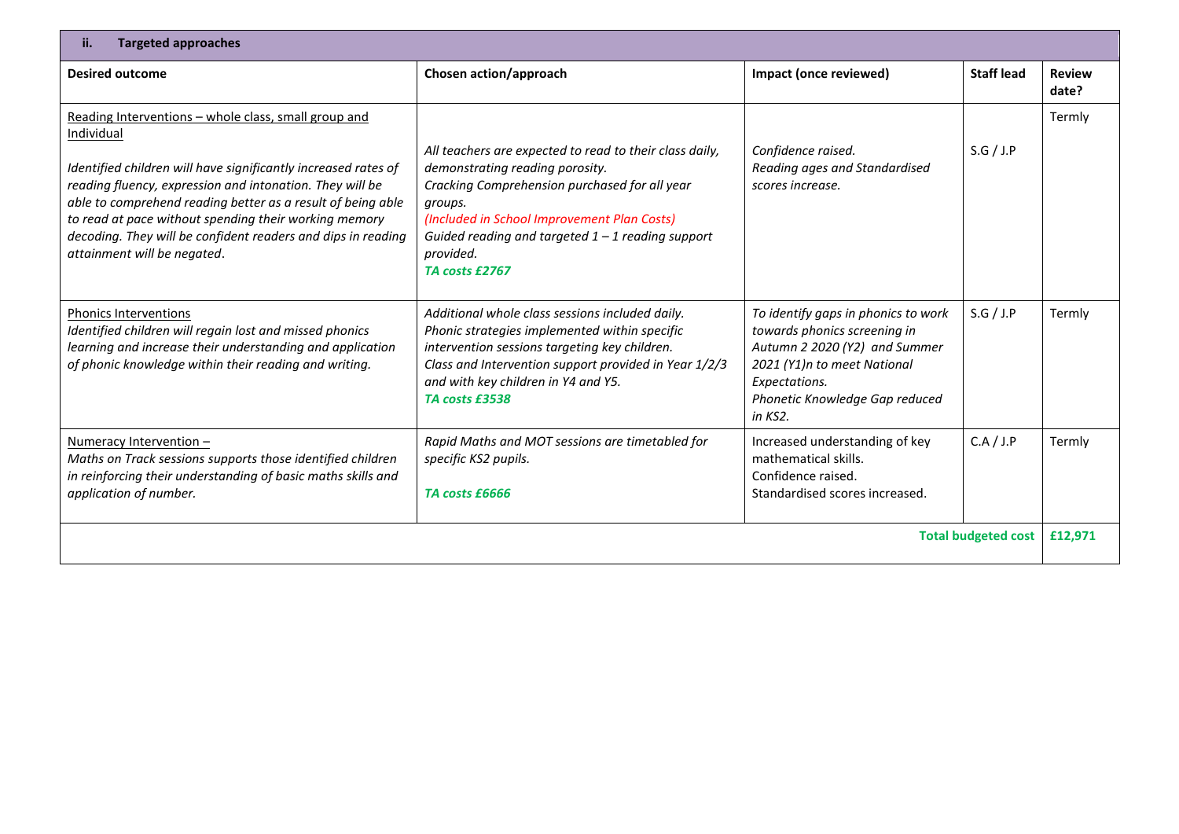| **ii. Targeted approaches** | | | | |
|---|---|---|---|---|
| **Desired outcome** | **Chosen action/approach** | **Impact (once reviewed)** | **Staff lead** | **Review date?** |
| Reading Interventions – whole class, small group and Individual<br><br>*Identified children will have significantly increased rates of reading fluency, expression and intonation. They will be able to comprehend reading better as a result of being able to read at pace without spending their working memory decoding. They will be confident readers and dips in reading attainment will be negated.* | *All teachers are expected to read to their class daily, demonstrating reading porosity.*<br>*Cracking Comprehension purchased for all year groups.*<br>*(Included in School Improvement Plan Costs)*<br>*Guided reading and targeted 1 – 1 reading support provided.*<br>***TA costs £2767*** | *Confidence raised.*<br>*Reading ages and Standardised scores increase.* | S.G / J.P | Termly |
| Phonics Interventions<br>*Identified children will regain lost and missed phonics learning and increase their understanding and application of phonic knowledge within their reading and writing.* | *Additional whole class sessions included daily.*<br>*Phonic strategies implemented within specific intervention sessions targeting key children.*<br>*Class and Intervention support provided in Year 1/2/3 and with key children in Y4 and Y5.*<br>***TA costs £3538*** | *To identify gaps in phonics to work towards phonics screening in Autumn 2 2020 (Y2) and Summer 2021 (Y1)n to meet National Expectations.*<br>*Phonetic Knowledge Gap reduced in KS2.* | S.G / J.P | Termly |
| Numeracy Intervention –<br>*Maths on Track sessions supports those identified children in reinforcing their understanding of basic maths skills and application of number.* | *Rapid Maths and MOT sessions are timetabled for specific KS2 pupils.*<br><br>***TA costs £6666*** | Increased understanding of key mathematical skills.<br>Confidence raised.<br>Standardised scores increased. | C.A / J.P | Termly |
| | | | **Total budgeted cost** | **£12,971** |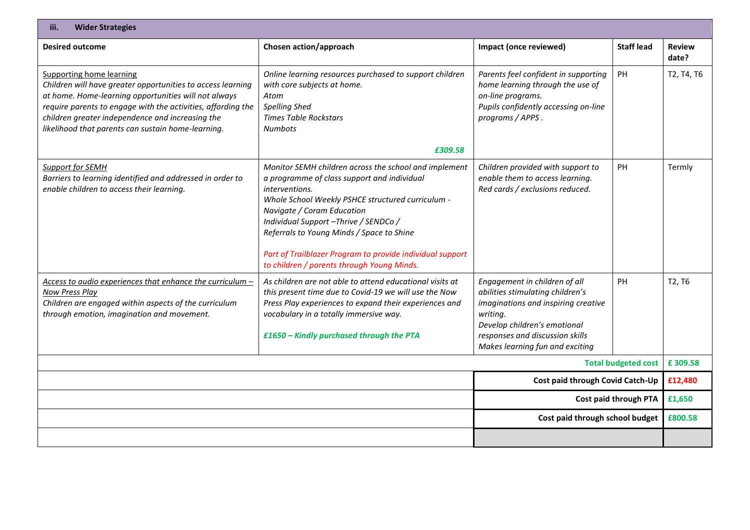### iii. Wider Strategies

| Desired outcome | Chosen action/approach | Impact (once reviewed) | Staff lead | Review date? |
| --- | --- | --- | --- | --- |
| Supporting home learning<br>*Children will have greater opportunities to access learning at home. Home-learning opportunities will not always require parents to engage with the activities, affording the children greater independence and increasing the likelihood that parents can sustain home-learning.* | *Online learning resources purchased to support children with core subjects at home.*<br>*Atom*<br>*Spelling Shed*<br>*Times Table Rockstars*<br>*Numbots*<br>***£309.58*** | *Parents feel confident in supporting home learning through the use of on-line programs.*<br>*Pupils confidently accessing on-line programs / APPS .* | PH | T2, T4, T6 |
| *Support for SEMH*<br>*Barriers to learning identified and addressed in order to enable children to access their learning.* | *Monitor SEMH children across the school and implement a programme of class support and individual interventions.*<br>*Whole School Weekly PSHCE structured curriculum - Navigate / Coram Education*<br>*Individual Support –Thrive / SENDCo /*<br>*Referrals to Young Minds / Space to Shine*<br>*Part of Trailblazer Program to provide individual support to children / parents through Young Minds.* | *Children provided with support to enable them to access learning.*<br>*Red cards / exclusions reduced.* | PH | Termly |
| *Access to audio experiences that enhance the curriculum – Now Press Play*<br>*Children are engaged within aspects of the curriculum through emotion, imagination and movement.* | *As children are not able to attend educational visits at this present time due to Covid-19 we will use the Now Press Play experiences to expand their experiences and vocabulary in a totally immersive way.*<br>***£1650 – Kindly purchased through the PTA*** | *Engagement in children of all abilities stimulating children's imaginations and inspiring creative writing.*<br>*Develop children's emotional responses and discussion skills*<br>*Makes learning fun and exciting* | PH | T2, T6 |
| | | | **Total budgeted cost** | **£ 309.58** |
| | | | **Cost paid through Covid Catch-Up** | **£12,480** |
| | | | **Cost paid through PTA** | **£1,650** |
| | | | **Cost paid through school budget** | **£800.58** |
| | | | | |